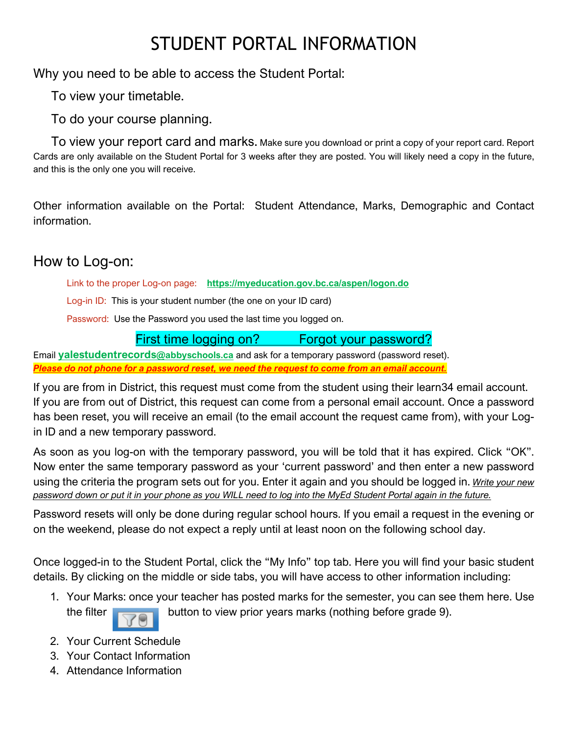# STUDENT PORTAL INFORMATION

Why you need to be able to access the Student Portal:

To view your timetable.

To do your course planning.

To view your report card and marks. Make sure you download or print a copy of your report card. Report Cards are only available on the Student Portal for 3 weeks after they are posted. You will likely need a copy in the future, and this is the only one you will receive.

Other information available on the Portal: Student Attendance, Marks, Demographic and Contact information.

## How to Log-on:

Link to the proper Log-on page: **https://myeducation.gov.bc.ca/aspen/logon.do**

Log-in ID: This is your student number (the one on your ID card)

Password: Use the Password you used the last time you logged on.

First time logging on? Forgot your password?

Email **yalestudentrecords@abbyschools.ca** and ask for a temporary password (password reset).

***Please do not phone for a password reset, we need the request to come from an email account.***

If you are from in District, this request must come from the student using their learn34 email account. If you are from out of District, this request can come from a personal email account. Once a password has been reset, you will receive an email (to the email account the request came from), with your Log-in ID and a new temporary password.

As soon as you log-on with the temporary password, you will be told that it has expired. Click "OK". Now enter the same temporary password as your 'current password' and then enter a new password using the criteria the program sets out for you. Enter it again and you should be logged in. *Write your new password down or put it in your phone as you WILL need to log into the MyEd Student Portal again in the future.*

Password resets will only be done during regular school hours. If you email a request in the evening or on the weekend, please do not expect a reply until at least noon on the following school day.

Once logged-in to the Student Portal, click the "My Info" top tab. Here you will find your basic student details. By clicking on the middle or side tabs, you will have access to other information including:

1. Your Marks: once your teacher has posted marks for the semester, you can see them here. Use the filter button to view prior years marks (nothing before grade 9).
2. Your Current Schedule
3. Your Contact Information
4. Attendance Information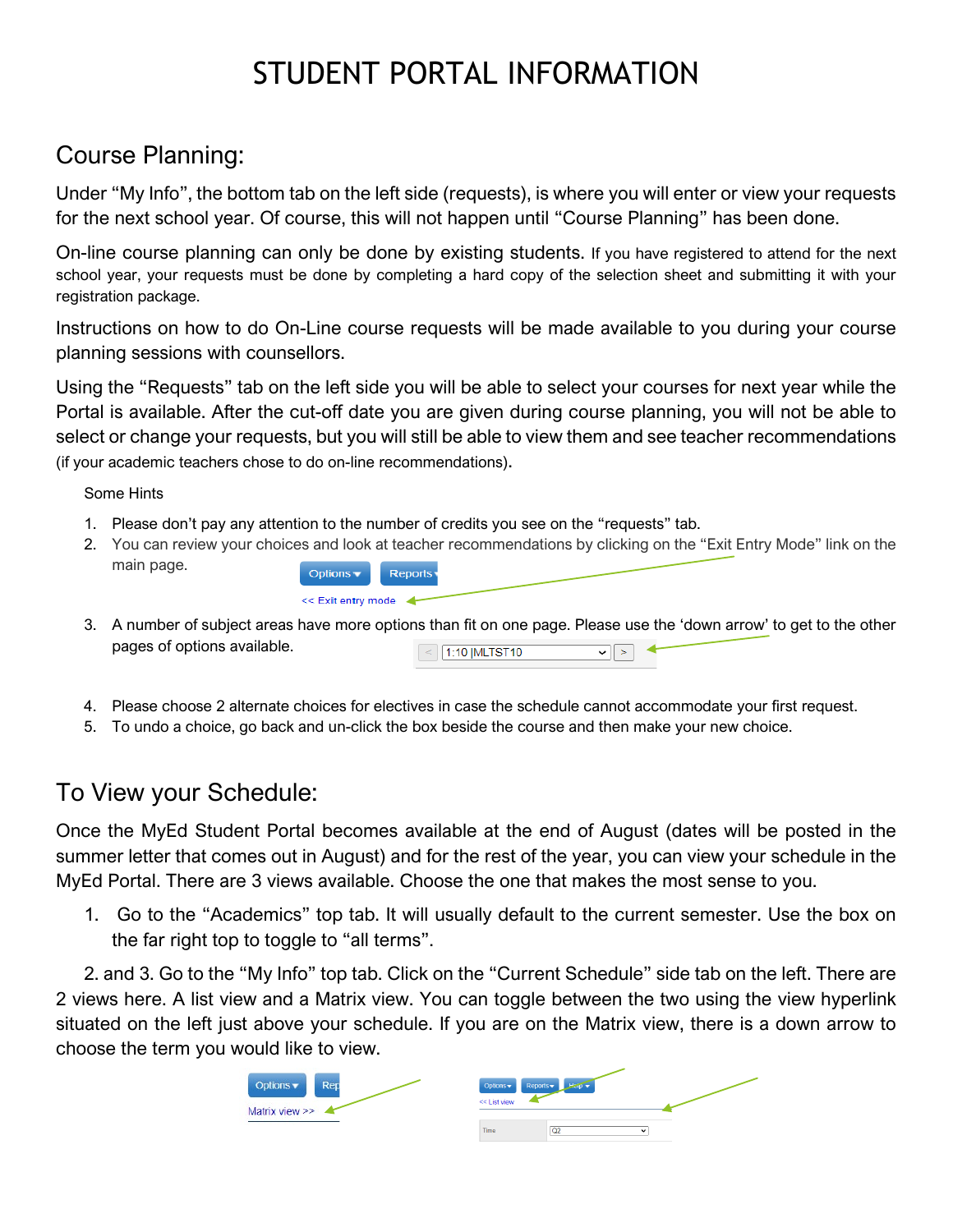# STUDENT PORTAL INFORMATION

## Course Planning:

Under "My Info", the bottom tab on the left side (requests), is where you will enter or view your requests for the next school year. Of course, this will not happen until "Course Planning" has been done.

On-line course planning can only be done by existing students. If you have registered to attend for the next school year, your requests must be done by completing a hard copy of the selection sheet and submitting it with your registration package.

Instructions on how to do On-Line course requests will be made available to you during your course planning sessions with counsellors.

Using the "Requests" tab on the left side you will be able to select your courses for next year while the Portal is available. After the cut-off date you are given during course planning, you will not be able to select or change your requests, but you will still be able to view them and see teacher recommendations (if your academic teachers chose to do on-line recommendations).

Some Hints

1. Please don't pay any attention to the number of credits you see on the "requests" tab.
2. You can review your choices and look at teacher recommendations by clicking on the "Exit Entry Mode" link on the main page.
3. A number of subject areas have more options than fit on one page. Please use the 'down arrow' to get to the other pages of options available.
4. Please choose 2 alternate choices for electives in case the schedule cannot accommodate your first request.
5. To undo a choice, go back and un-click the box beside the course and then make your new choice.

## To View your Schedule:

Once the MyEd Student Portal becomes available at the end of August (dates will be posted in the summer letter that comes out in August) and for the rest of the year, you can view your schedule in the MyEd Portal. There are 3 views available. Choose the one that makes the most sense to you.

1. Go to the "Academics" top tab. It will usually default to the current semester. Use the box on the far right top to toggle to "all terms".

2. and 3. Go to the "My Info" top tab. Click on the "Current Schedule" side tab on the left. There are 2 views here. A list view and a Matrix view. You can toggle between the two using the view hyperlink situated on the left just above your schedule. If you are on the Matrix view, there is a down arrow to choose the term you would like to view.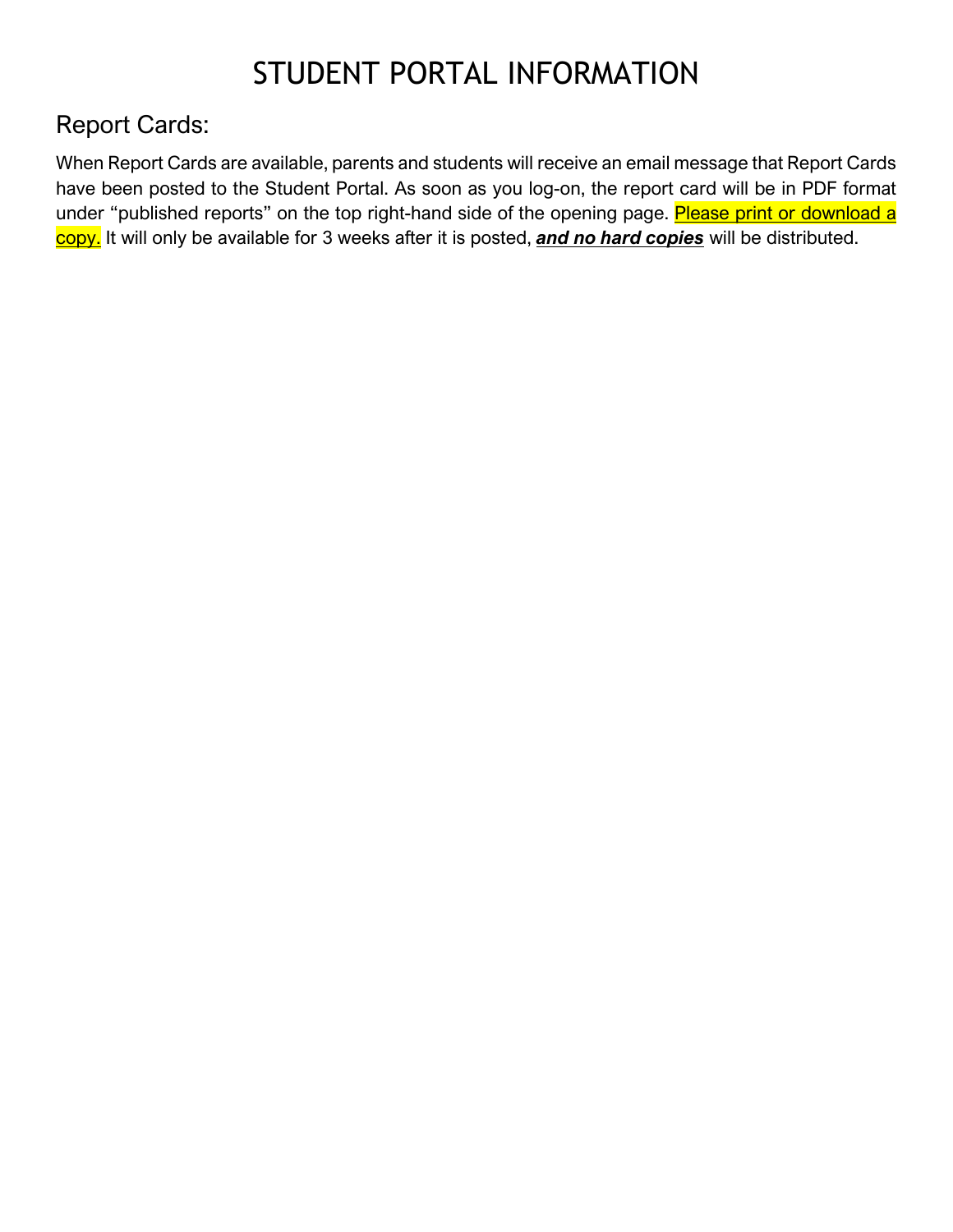# STUDENT PORTAL INFORMATION

## Report Cards:

When Report Cards are available, parents and students will receive an email message that Report Cards have been posted to the Student Portal. As soon as you log-on, the report card will be in PDF format under “published reports” on the top right-hand side of the opening page. Please print or download a copy. It will only be available for 3 weeks after it is posted, ***and no hard copies*** will be distributed.